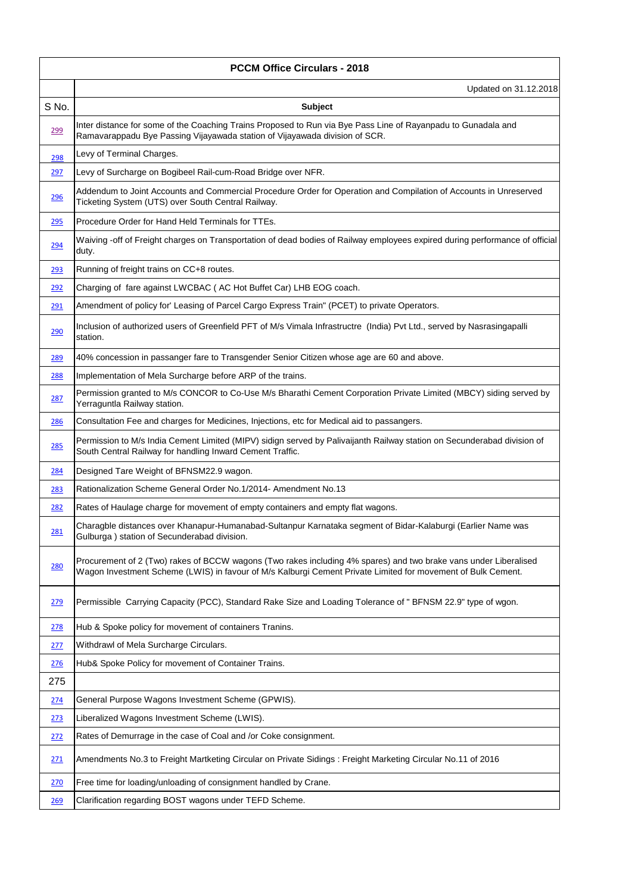| PCCM Office Circulars - 2018 | |
|---|---|
| | Updated on 31.12.2018 |
| S No. | Subject |
| 299 | Inter distance for some of the Coaching Trains Proposed to Run via Bye Pass Line of Rayanpadu to Gunadala and Ramavarappadu Bye Passing Vijayawada station of Vijayawada division of SCR. |
| 298 | Levy of Terminal Charges. |
| 297 | Levy of Surcharge on Bogibeel Rail-cum-Road Bridge over NFR. |
| 296 | Addendum to Joint Accounts and Commercial Procedure Order for Operation and Compilation of Accounts in Unreserved Ticketing System (UTS) over South Central Railway. |
| 295 | Procedure Order for Hand Held Terminals for TTEs. |
| 294 | Waiving -off of Freight charges on Transportation of dead bodies of Railway employees expired during performance of official duty. |
| 293 | Running of freight trains on CC+8 routes. |
| 292 | Charging of fare against LWCBAC ( AC Hot Buffet Car) LHB EOG coach. |
| 291 | Amendment of policy for' Leasing of Parcel Cargo Express Train" (PCET) to private Operators. |
| 290 | Inclusion of authorized users of Greenfield PFT of M/s Vimala Infrastructre (India) Pvt Ltd., served by Nasrasingapalli station. |
| 289 | 40% concession in passanger fare to Transgender Senior Citizen whose age are 60 and above. |
| 288 | Implementation of Mela Surcharge before ARP of the trains. |
| 287 | Permission granted to M/s CONCOR to Co-Use M/s Bharathi Cement Corporation Private Limited (MBCY) siding served by Yerraguntla Railway station. |
| 286 | Consultation Fee and charges for Medicines, Injections, etc for Medical aid to passangers. |
| 285 | Permission to M/s India Cement Limited (MIPV) sidign served by Palivaijanth Railway station on Secunderabad division of South Central Railway for handling Inward Cement Traffic. |
| 284 | Designed Tare Weight of BFNSM22.9 wagon. |
| 283 | Rationalization Scheme General Order No.1/2014- Amendment No.13 |
| 282 | Rates of Haulage charge for movement of empty containers and empty flat wagons. |
| 281 | Charagble distances over Khanapur-Humanabad-Sultanpur Karnataka segment of Bidar-Kalaburgi (Earlier Name was Gulburga ) station of Secunderabad division. |
| 280 | Procurement of 2 (Two) rakes of BCCW wagons (Two rakes including 4% spares) and two brake vans under Liberalised Wagon Investment Scheme (LWIS) in favour of M/s Kalburgi Cement Private Limited for movement of Bulk Cement. |
| 279 | Permissible Carrying Capacity (PCC), Standard Rake Size and Loading Tolerance of " BFNSM 22.9" type of wgon. |
| 278 | Hub & Spoke policy for movement of containers Tranins. |
| 277 | Withdrawl of Mela Surcharge Circulars. |
| 276 | Hub& Spoke Policy for movement of Container Trains. |
| 275 | |
| 274 | General Purpose Wagons Investment Scheme (GPWIS). |
| 273 | Liberalized Wagons Investment Scheme (LWIS). |
| 272 | Rates of Demurrage in the case of Coal and /or Coke consignment. |
| 271 | Amendments No.3 to Freight Martketing Circular on Private Sidings : Freight Marketing Circular No.11 of 2016 |
| 270 | Free time for loading/unloading of consignment handled by Crane. |
| 269 | Clarification regarding BOST wagons under TEFD Scheme. |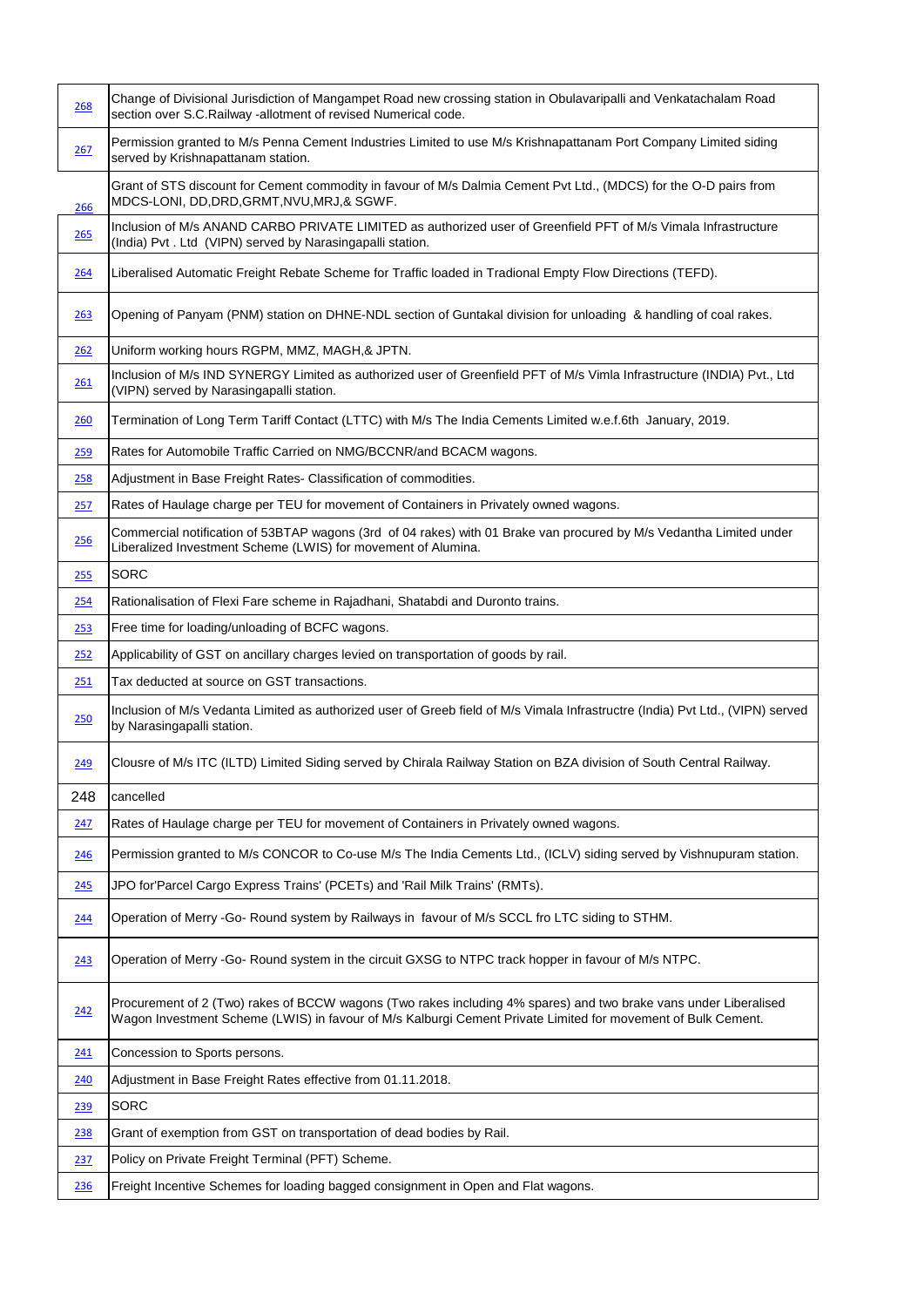| | |
|---|---|
| 268 | Change of Divisional Jurisdiction of Mangampet Road new crossing station in Obulavaripalli and Venkatachalam Road section over S.C.Railway -allotment of revised Numerical code. |
| 267 | Permission granted to M/s Penna Cement Industries Limited to use M/s Krishnapattanam Port Company Limited siding served by Krishnapattanam station. |
| 266 | Grant of STS discount for Cement commodity in favour of M/s Dalmia Cement Pvt Ltd., (MDCS) for the O-D pairs from MDCS-LONI, DD,DRD,GRMT,NVU,MRJ,& SGWF. |
| 265 | Inclusion of M/s ANAND CARBO PRIVATE LIMITED as authorized user of Greenfield PFT of M/s Vimala Infrastructure (India) Pvt . Ltd (VIPN) served by Narasingapalli station. |
| 264 | Liberalised Automatic Freight Rebate Scheme for Traffic loaded in Tradional Empty Flow Directions (TEFD). |
| 263 | Opening of Panyam (PNM) station on DHNE-NDL section of Guntakal division for unloading & handling of coal rakes. |
| 262 | Uniform working hours RGPM, MMZ, MAGH,& JPTN. |
| 261 | Inclusion of M/s IND SYNERGY Limited as authorized user of Greenfield PFT of M/s Vimla Infrastructure (INDIA) Pvt., Ltd (VIPN) served by Narasingapalli station. |
| 260 | Termination of Long Term Tariff Contact (LTTC) with M/s The India Cements Limited w.e.f.6th January, 2019. |
| 259 | Rates for Automobile Traffic Carried on NMG/BCCNR/and BCACM wagons. |
| 258 | Adjustment in Base Freight Rates- Classification of commodities. |
| 257 | Rates of Haulage charge per TEU for movement of Containers in Privately owned wagons. |
| 256 | Commercial notification of 53BTAP wagons (3rd of 04 rakes) with 01 Brake van procured by M/s Vedantha Limited under Liberalized Investment Scheme (LWIS) for movement of Alumina. |
| 255 | SORC |
| 254 | Rationalisation of Flexi Fare scheme in Rajadhani, Shatabdi and Duronto trains. |
| 253 | Free time for loading/unloading of BCFC wagons. |
| 252 | Applicability of GST on ancillary charges levied on transportation of goods by rail. |
| 251 | Tax deducted at source on GST transactions. |
| 250 | Inclusion of M/s Vedanta Limited as authorized user of Greeb field of M/s Vimala Infrastructre (India) Pvt Ltd., (VIPN) served by Narasingapalli station. |
| 249 | Clousre of M/s ITC (ILTD) Limited Siding served by Chirala Railway Station on BZA division of South Central Railway. |
| 248 | cancelled |
| 247 | Rates of Haulage charge per TEU for movement of Containers in Privately owned wagons. |
| 246 | Permission granted to M/s CONCOR to Co-use M/s The India Cements Ltd., (ICLV) siding served by Vishnupuram station. |
| 245 | JPO for'Parcel Cargo Express Trains' (PCETs) and 'Rail Milk Trains' (RMTs). |
| 244 | Operation of Merry -Go- Round system by Railways in favour of M/s SCCL fro LTC siding to STHM. |
| 243 | Operation of Merry -Go- Round system in the circuit GXSG to NTPC track hopper in favour of M/s NTPC. |
| 242 | Procurement of 2 (Two) rakes of BCCW wagons (Two rakes including 4% spares) and two brake vans under Liberalised Wagon Investment Scheme (LWIS) in favour of M/s Kalburgi Cement Private Limited for movement of Bulk Cement. |
| 241 | Concession to Sports persons. |
| 240 | Adjustment in Base Freight Rates effective from 01.11.2018. |
| 239 | SORC |
| 238 | Grant of exemption from GST on transportation of dead bodies by Rail. |
| 237 | Policy on Private Freight Terminal (PFT) Scheme. |
| 236 | Freight Incentive Schemes for loading bagged consignment in Open and Flat wagons. |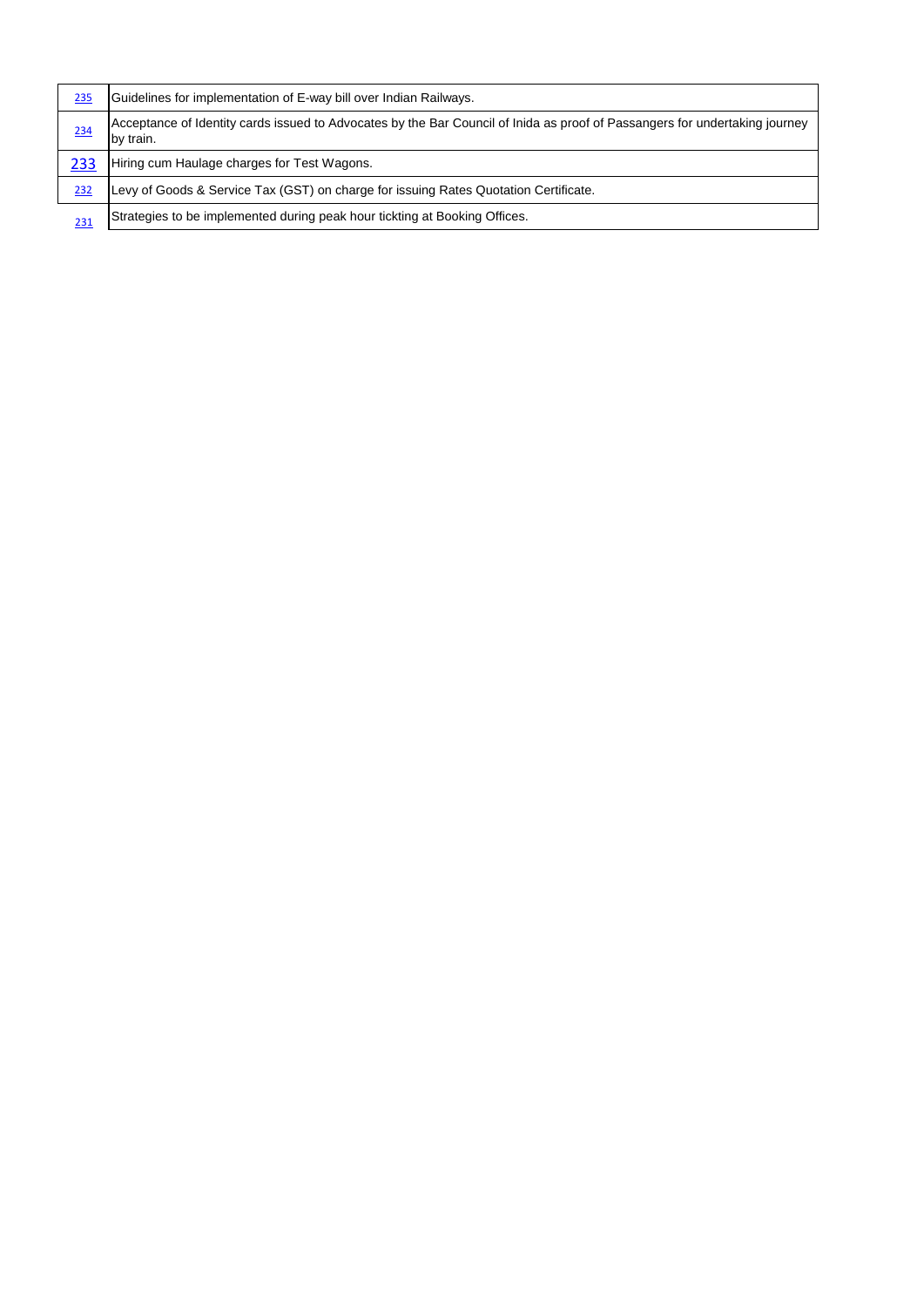| | |
|---|---|
| 235 | Guidelines for implementation of E-way bill over Indian Railways. |
| 234 | Acceptance of Identity cards issued to Advocates by the Bar Council of Inida as proof of Passangers for undertaking journey by train. |
| 233 | Hiring cum Haulage charges for Test Wagons. |
| 232 | Levy of Goods & Service Tax (GST) on charge for issuing Rates Quotation Certificate. |
| 231 | Strategies to be implemented during peak hour tickting at Booking Offices. |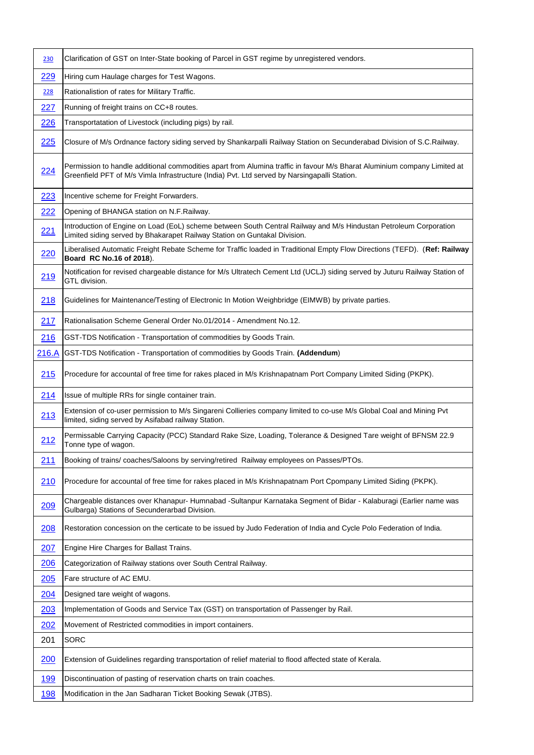| | |
|---|---|
| 230 | Clarification of GST on Inter-State booking of Parcel in GST regime by unregistered vendors. |
| 229 | Hiring cum Haulage charges for Test Wagons. |
| 228 | Rationalistion of rates for Military Traffic. |
| 227 | Running of freight trains on CC+8 routes. |
| 226 | Transportatation of Livestock (including pigs) by rail. |
| 225 | Closure of M/s Ordnance factory siding served by Shankarpalli Railway Station on Secunderabad Division of S.C.Railway. |
| 224 | Permission to handle additional commodities apart from Alumina traffic in favour M/s Bharat Aluminium company Limited at Greenfield PFT of M/s Vimla Infrastructure (India) Pvt. Ltd served by Narsingapalli Station. |
| 223 | Incentive scheme for Freight Forwarders. |
| 222 | Opening of BHANGA station on N.F.Railway. |
| 221 | Introduction of Engine on Load (EoL) scheme between South Central Railway and M/s Hindustan Petroleum Corporation Limited siding served by Bhakarapet Railway Station on Guntakal Division. |
| 220 | Liberalised Automatic Freight Rebate Scheme for Traffic loaded in Traditional Empty Flow Directions (TEFD). (**Ref: Railway Board RC No.16 of 2018**). |
| 219 | Notification for revised chargeable distance for M/s Ultratech Cement Ltd (UCLJ) siding served by Juturu Railway Station of GTL division. |
| 218 | Guidelines for Maintenance/Testing of Electronic In Motion Weighbridge (EIMWB) by private parties. |
| 217 | Rationalisation Scheme General Order No.01/2014 - Amendment No.12. |
| 216 | GST-TDS Notification - Transportation of commodities by Goods Train. |
| 216.A | GST-TDS Notification - Transportation of commodities by Goods Train. **(Addendum**) |
| 215 | Procedure for accountal of free time for rakes placed in M/s Krishnapatnam Port Company Limited Siding (PKPK). |
| 214 | Issue of multiple RRs for single container train. |
| 213 | Extension of co-user permission to M/s Singareni Collieries company limited to co-use M/s Global Coal and Mining Pvt limited, siding served by Asifabad railway Station. |
| 212 | Permissable Carrying Capacity (PCC) Standard Rake Size, Loading, Tolerance & Designed Tare weight of BFNSM 22.9 Tonne type of wagon. |
| 211 | Booking of trains/ coaches/Saloons by serving/retired Railway employees on Passes/PTOs. |
| 210 | Procedure for accountal of free time for rakes placed in M/s Krishnapatnam Port Cpompany Limited Siding (PKPK). |
| 209 | Chargeable distances over Khanapur- Humnabad -Sultanpur Karnataka Segment of Bidar - Kalaburagi (Earlier name was Gulbarga) Stations of Secunderarbad Division. |
| 208 | Restoration concession on the certicate to be issued by Judo Federation of India and Cycle Polo Federation of India. |
| 207 | Engine Hire Charges for Ballast Trains. |
| 206 | Categorization of Railway stations over South Central Railway. |
| 205 | Fare structure of AC EMU. |
| 204 | Designed tare weight of wagons. |
| 203 | Implementation of Goods and Service Tax (GST) on transportation of Passenger by Rail. |
| 202 | Movement of Restricted commodities in import containers. |
| 201 | SORC |
| 200 | Extension of Guidelines regarding transportation of relief material to flood affected state of Kerala. |
| 199 | Discontinuation of pasting of reservation charts on train coaches. |
| 198 | Modification in the Jan Sadharan Ticket Booking Sewak (JTBS). |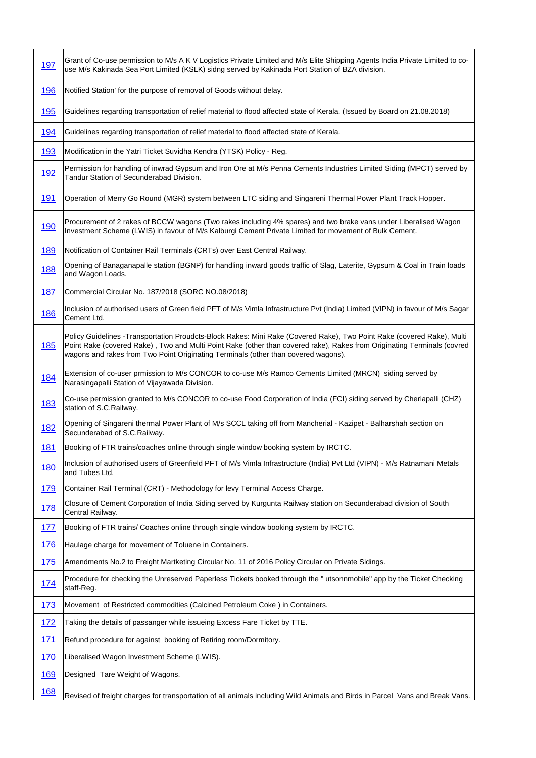| | |
|---|---|
| 197 | Grant of Co-use permission to M/s A K V Logistics Private Limited and M/s Elite Shipping Agents India Private Limited to co-use M/s Kakinada Sea Port Limited (KSLK) sidng served by Kakinada Port Station of BZA division. |
| 196 | Notified Station' for the purpose of removal of Goods without delay. |
| 195 | Guidelines regarding transportation of relief material to flood affected state of Kerala. (Issued by Board on 21.08.2018) |
| 194 | Guidelines regarding transportation of relief material to flood affected state of Kerala. |
| 193 | Modification in the Yatri Ticket Suvidha Kendra (YTSK) Policy - Reg. |
| 192 | Permission for handling of inwrad Gypsum and Iron Ore at M/s Penna Cements Industries Limited Siding (MPCT) served by Tandur Station of Secunderabad Division. |
| 191 | Operation of Merry Go Round (MGR) system between LTC siding and Singareni Thermal Power Plant Track Hopper. |
| 190 | Procurement of 2 rakes of BCCW wagons (Two rakes including 4% spares) and two brake vans under Liberalised Wagon Investment Scheme (LWIS) in favour of M/s Kalburgi Cement Private Limited for movement of Bulk Cement. |
| 189 | Notification of Container Rail Terminals (CRTs) over East Central Railway. |
| 188 | Opening of Banaganapalle station (BGNP) for handling inward goods traffic of Slag, Laterite, Gypsum & Coal in Train loads and Wagon Loads. |
| 187 | Commercial Circular No. 187/2018 (SORC NO.08/2018) |
| 186 | Inclusion of authorised users of Green field PFT of M/s Vimla Infrastructure Pvt (India) Limited (VIPN) in favour of M/s Sagar Cement Ltd. |
| 185 | Policy Guidelines -Transportation Proudcts-Block Rakes: Mini Rake (Covered Rake), Two Point Rake (covered Rake), Multi Point Rake (covered Rake) , Two and Multi Point Rake (other than covered rake), Rakes from Originating Terminals (covred wagons and rakes from Two Point Originating Terminals (other than covered wagons). |
| 184 | Extension of co-user prmission to M/s CONCOR to co-use M/s Ramco Cements Limited (MRCN) siding served by Narasingapalli Station of Vijayawada Division. |
| 183 | Co-use permission granted to M/s CONCOR to co-use Food Corporation of India (FCI) siding served by Cherlapalli (CHZ) station of S.C.Railway. |
| 182 | Opening of Singareni thermal Power Plant of M/s SCCL taking off from Mancherial - Kazipet - Balharshah section on Secunderabad of S.C.Railway. |
| 181 | Booking of FTR trains/coaches online through single window booking system by IRCTC. |
| 180 | Inclusion of authorised users of Greenfield PFT of M/s Vimla Infrastructure (India) Pvt Ltd (VIPN) - M/s Ratnamani Metals and Tubes Ltd. |
| 179 | Container Rail Terminal (CRT) - Methodology for levy Terminal Access Charge. |
| 178 | Closure of Cement Corporation of India Siding served by Kurgunta Railway station on Secunderabad division of South Central Railway. |
| 177 | Booking of FTR trains/ Coaches online through single window booking system by IRCTC. |
| 176 | Haulage charge for movement of Toluene in Containers. |
| 175 | Amendments No.2 to Freight Martketing Circular No. 11 of 2016 Policy Circular on Private Sidings. |
| 174 | Procedure for checking the Unreserved Paperless Tickets booked through the " utsonnmobile" app by the Ticket Checking staff-Reg. |
| 173 | Movement of Restricted commodities (Calcined Petroleum Coke ) in Containers. |
| 172 | Taking the details of passanger while issueing Excess Fare Ticket by TTE. |
| 171 | Refund procedure for against booking of Retiring room/Dormitory. |
| 170 | Liberalised Wagon Investment Scheme (LWIS). |
| 169 | Designed Tare Weight of Wagons. |
| 168 | Revised of freight charges for transportation of all animals including Wild Animals and Birds in Parcel Vans and Break Vans. |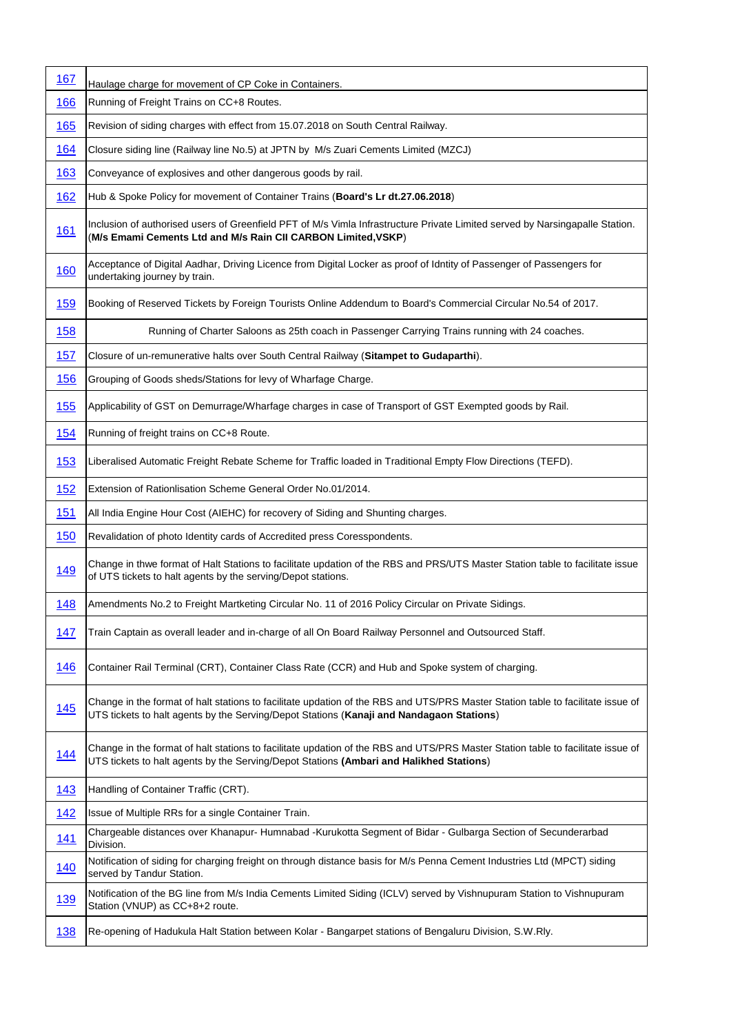| | |
|---|---|
| 167 | Haulage charge for movement of CP Coke in Containers. |
| 166 | Running of Freight Trains on CC+8 Routes. |
| 165 | Revision of siding charges with effect from 15.07.2018 on South Central Railway. |
| 164 | Closure siding line (Railway line No.5) at JPTN by M/s Zuari Cements Limited (MZCJ) |
| 163 | Conveyance of explosives and other dangerous goods by rail. |
| 162 | Hub & Spoke Policy for movement of Container Trains (**Board's Lr dt.27.06.2018**) |
| 161 | Inclusion of authorised users of Greenfield PFT of M/s Vimla Infrastructure Private Limited served by Narsingapalle Station. (**M/s Emami Cements Ltd and M/s Rain CII CARBON Limited,VSKP**) |
| 160 | Acceptance of Digital Aadhar, Driving Licence from Digital Locker as proof of Idntity of Passenger of Passengers for undertaking journey by train. |
| 159 | Booking of Reserved Tickets by Foreign Tourists Online Addendum to Board's Commercial Circular No.54 of 2017. |
| 158 | Running of Charter Saloons as 25th coach in Passenger Carrying Trains running with 24 coaches. |
| 157 | Closure of un-remunerative halts over South Central Railway (**Sitampet to Gudaparthi**). |
| 156 | Grouping of Goods sheds/Stations for levy of Wharfage Charge. |
| 155 | Applicability of GST on Demurrage/Wharfage charges in case of Transport of GST Exempted goods by Rail. |
| 154 | Running of freight trains on CC+8 Route. |
| 153 | Liberalised Automatic Freight Rebate Scheme for Traffic loaded in Traditional Empty Flow Directions (TEFD). |
| 152 | Extension of Rationlisation Scheme General Order No.01/2014. |
| 151 | All India Engine Hour Cost (AIEHC) for recovery of Siding and Shunting charges. |
| 150 | Revalidation of photo Identity cards of Accredited press Coresspondents. |
| 149 | Change in thwe format of Halt Stations to facilitate updation of the RBS and PRS/UTS Master Station table to facilitate issue of UTS tickets to halt agents by the serving/Depot stations. |
| 148 | Amendments No.2 to Freight Martketing Circular No. 11 of 2016 Policy Circular on Private Sidings. |
| 147 | Train Captain as overall leader and in-charge of all On Board Railway Personnel and Outsourced Staff. |
| 146 | Container Rail Terminal (CRT), Container Class Rate (CCR) and Hub and Spoke system of charging. |
| 145 | Change in the format of halt stations to facilitate updation of the RBS and UTS/PRS Master Station table to facilitate issue of UTS tickets to halt agents by the Serving/Depot Stations (**Kanaji and Nandagaon Stations**) |
| 144 | Change in the format of halt stations to facilitate updation of the RBS and UTS/PRS Master Station table to facilitate issue of UTS tickets to halt agents by the Serving/Depot Stations **(Ambari and Halikhed Stations**) |
| 143 | Handling of Container Traffic (CRT). |
| 142 | Issue of Multiple RRs for a single Container Train. |
| 141 | Chargeable distances over Khanapur- Humnabad -Kurukotta Segment of Bidar - Gulbarga Section of Secunderarbad Division. |
| 140 | Notification of siding for charging freight on through distance basis for M/s Penna Cement Industries Ltd (MPCT) siding served by Tandur Station. |
| 139 | Notification of the BG line from M/s India Cements Limited Siding (ICLV) served by Vishnupuram Station to Vishnupuram Station (VNUP) as CC+8+2 route. |
| 138 | Re-opening of Hadukula Halt Station between Kolar - Bangarpet stations of Bengaluru Division, S.W.Rly. |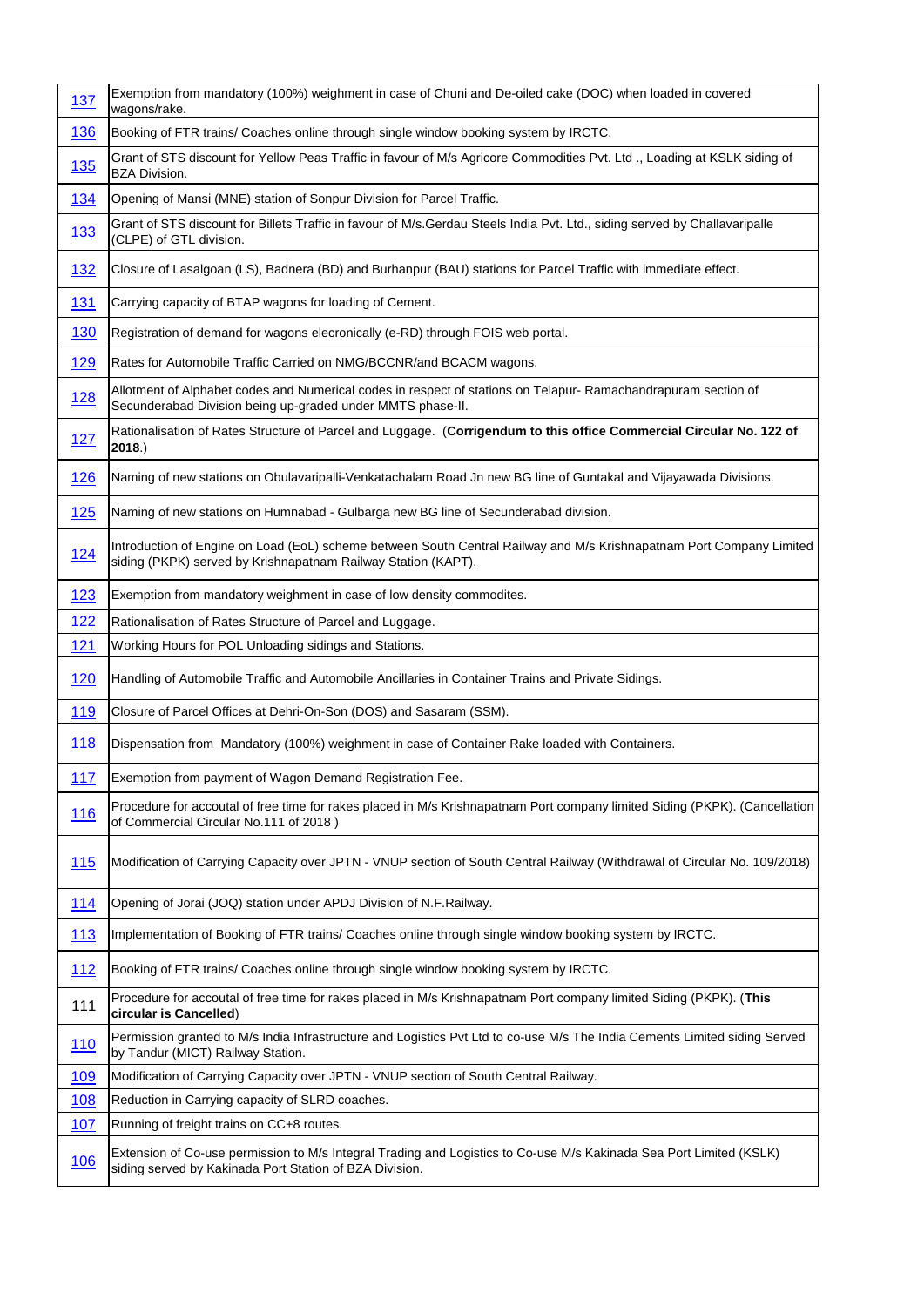| | |
|---|---|
| 137 | Exemption from mandatory (100%) weighment in case of Chuni and De-oiled cake (DOC) when loaded in covered wagons/rake. |
| 136 | Booking of FTR trains/ Coaches online through single window booking system by IRCTC. |
| 135 | Grant of STS discount for Yellow Peas Traffic in favour of M/s Agricore Commodities Pvt. Ltd ., Loading at KSLK siding of BZA Division. |
| 134 | Opening of Mansi (MNE) station of Sonpur Division for Parcel Traffic. |
| 133 | Grant of STS discount for Billets Traffic in favour of M/s.Gerdau Steels India Pvt. Ltd., siding served by Challavaripalle (CLPE) of GTL division. |
| 132 | Closure of Lasalgoan (LS), Badnera (BD) and Burhanpur (BAU) stations for Parcel Traffic with immediate effect. |
| 131 | Carrying capacity of BTAP wagons for loading of Cement. |
| 130 | Registration of demand for wagons elecronically (e-RD) through FOIS web portal. |
| 129 | Rates for Automobile Traffic Carried on NMG/BCCNR/and BCACM wagons. |
| 128 | Allotment of Alphabet codes and Numerical codes in respect of stations on Telapur- Ramachandrapuram section of Secunderabad Division being up-graded under MMTS phase-II. |
| 127 | Rationalisation of Rates Structure of Parcel and Luggage. (**Corrigendum to this office Commercial Circular No. 122 of 2018**.) |
| 126 | Naming of new stations on Obulavaripalli-Venkatachalam Road Jn new BG line of Guntakal and Vijayawada Divisions. |
| 125 | Naming of new stations on Humnabad - Gulbarga new BG line of Secunderabad division. |
| 124 | Introduction of Engine on Load (EoL) scheme between South Central Railway and M/s Krishnapatnam Port Company Limited siding (PKPK) served by Krishnapatnam Railway Station (KAPT). |
| 123 | Exemption from mandatory weighment in case of low density commodites. |
| 122 | Rationalisation of Rates Structure of Parcel and Luggage. |
| 121 | Working Hours for POL Unloading sidings and Stations. |
| 120 | Handling of Automobile Traffic and Automobile Ancillaries in Container Trains and Private Sidings. |
| 119 | Closure of Parcel Offices at Dehri-On-Son (DOS) and Sasaram (SSM). |
| 118 | Dispensation from Mandatory (100%) weighment in case of Container Rake loaded with Containers. |
| 117 | Exemption from payment of Wagon Demand Registration Fee. |
| 116 | Procedure for accoutal of free time for rakes placed in M/s Krishnapatnam Port company limited Siding (PKPK). (Cancellation of Commercial Circular No.111 of 2018 ) |
| 115 | Modification of Carrying Capacity over JPTN - VNUP section of South Central Railway (Withdrawal of Circular No. 109/2018) |
| 114 | Opening of Jorai (JOQ) station under APDJ Division of N.F.Railway. |
| 113 | Implementation of Booking of FTR trains/ Coaches online through single window booking system by IRCTC. |
| 112 | Booking of FTR trains/ Coaches online through single window booking system by IRCTC. |
| 111 | Procedure for accoutal of free time for rakes placed in M/s Krishnapatnam Port company limited Siding (PKPK). (**This circular is Cancelled**) |
| 110 | Permission granted to M/s India Infrastructure and Logistics Pvt Ltd to co-use M/s The India Cements Limited siding Served by Tandur (MICT) Railway Station. |
| 109 | Modification of Carrying Capacity over JPTN - VNUP section of South Central Railway. |
| 108 | Reduction in Carrying capacity of SLRD coaches. |
| 107 | Running of freight trains on CC+8 routes. |
| 106 | Extension of Co-use permission to M/s Integral Trading and Logistics to Co-use M/s Kakinada Sea Port Limited (KSLK) siding served by Kakinada Port Station of BZA Division. |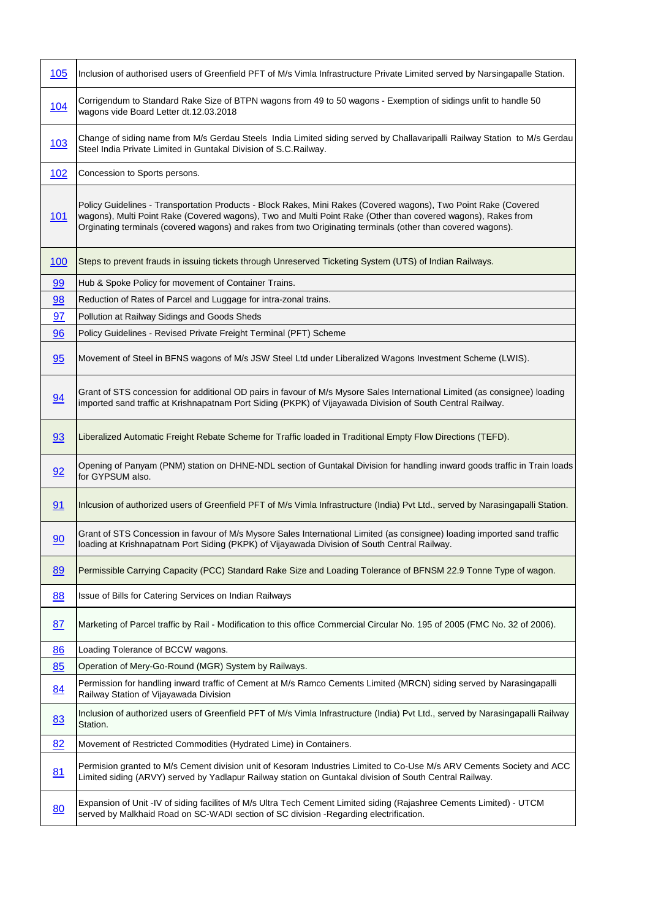| | |
|---|---|
| 105 | Inclusion of authorised users of Greenfield PFT of M/s Vimla Infrastructure Private Limited served by Narsingapalle Station. |
| 104 | Corrigendum to Standard Rake Size of BTPN wagons from 49 to 50 wagons - Exemption of sidings unfit to handle 50 wagons vide Board Letter dt.12.03.2018 |
| 103 | Change of siding name from M/s Gerdau Steels India Limited siding served by Challavaripalli Railway Station to M/s Gerdau Steel India Private Limited in Guntakal Division of S.C.Railway. |
| 102 | Concession to Sports persons. |
| 101 | Policy Guidelines - Transportation Products - Block Rakes, Mini Rakes (Covered wagons), Two Point Rake (Covered wagons), Multi Point Rake (Covered wagons), Two and Multi Point Rake (Other than covered wagons), Rakes from Orginating terminals (covered wagons) and rakes from two Originating terminals (other than covered wagons). |
| 100 | Steps to prevent frauds in issuing tickets through Unreserved Ticketing System (UTS) of Indian Railways. |
| 99 | Hub & Spoke Policy for movement of Container Trains. |
| 98 | Reduction of Rates of Parcel and Luggage for intra-zonal trains. |
| 97 | Pollution at Railway Sidings and Goods Sheds |
| 96 | Policy Guidelines - Revised Private Freight Terminal (PFT) Scheme |
| 95 | Movement of Steel in BFNS wagons of M/s JSW Steel Ltd under Liberalized Wagons Investment Scheme (LWIS). |
| 94 | Grant of STS concession for additional OD pairs in favour of M/s Mysore Sales International Limited (as consignee) loading imported sand traffic at Krishnapatnam Port Siding (PKPK) of Vijayawada Division of South Central Railway. |
| 93 | Liberalized Automatic Freight Rebate Scheme for Traffic loaded in Traditional Empty Flow Directions (TEFD). |
| 92 | Opening of Panyam (PNM) station on DHNE-NDL section of Guntakal Division for handling inward goods traffic in Train loads for GYPSUM also. |
| 91 | Inlcusion of authorized users of Greenfield PFT of M/s Vimla Infrastructure (India) Pvt Ltd., served by Narasingapalli Station. |
| 90 | Grant of STS Concession in favour of M/s Mysore Sales International Limited (as consignee) loading imported sand traffic loading at Krishnapatnam Port Siding (PKPK) of Vijayawada Division of South Central Railway. |
| 89 | Permissible Carrying Capacity (PCC) Standard Rake Size and Loading Tolerance of BFNSM 22.9 Tonne Type of wagon. |
| 88 | Issue of Bills for Catering Services on Indian Railways |
| 87 | Marketing of Parcel traffic by Rail - Modification to this office Commercial Circular No. 195 of 2005 (FMC No. 32 of 2006). |
| 86 | Loading Tolerance of BCCW wagons. |
| 85 | Operation of Mery-Go-Round (MGR) System by Railways. |
| 84 | Permission for handling inward traffic of Cement at M/s Ramco Cements Limited (MRCN) siding served by Narasingapalli Railway Station of Vijayawada Division |
| 83 | Inclusion of authorized users of Greenfield PFT of M/s Vimla Infrastructure (India) Pvt Ltd., served by Narasingapalli Railway Station. |
| 82 | Movement of Restricted Commodities (Hydrated Lime) in Containers. |
| 81 | Permision granted to M/s Cement division unit of Kesoram Industries Limited to Co-Use M/s ARV Cements Society and ACC Limited siding (ARVY) served by Yadlapur Railway station on Guntakal division of South Central Railway. |
| 80 | Expansion of Unit -IV of siding facilites of M/s Ultra Tech Cement Limited siding (Rajashree Cements Limited) - UTCM served by Malkhaid Road on SC-WADI section of SC division -Regarding electrification. |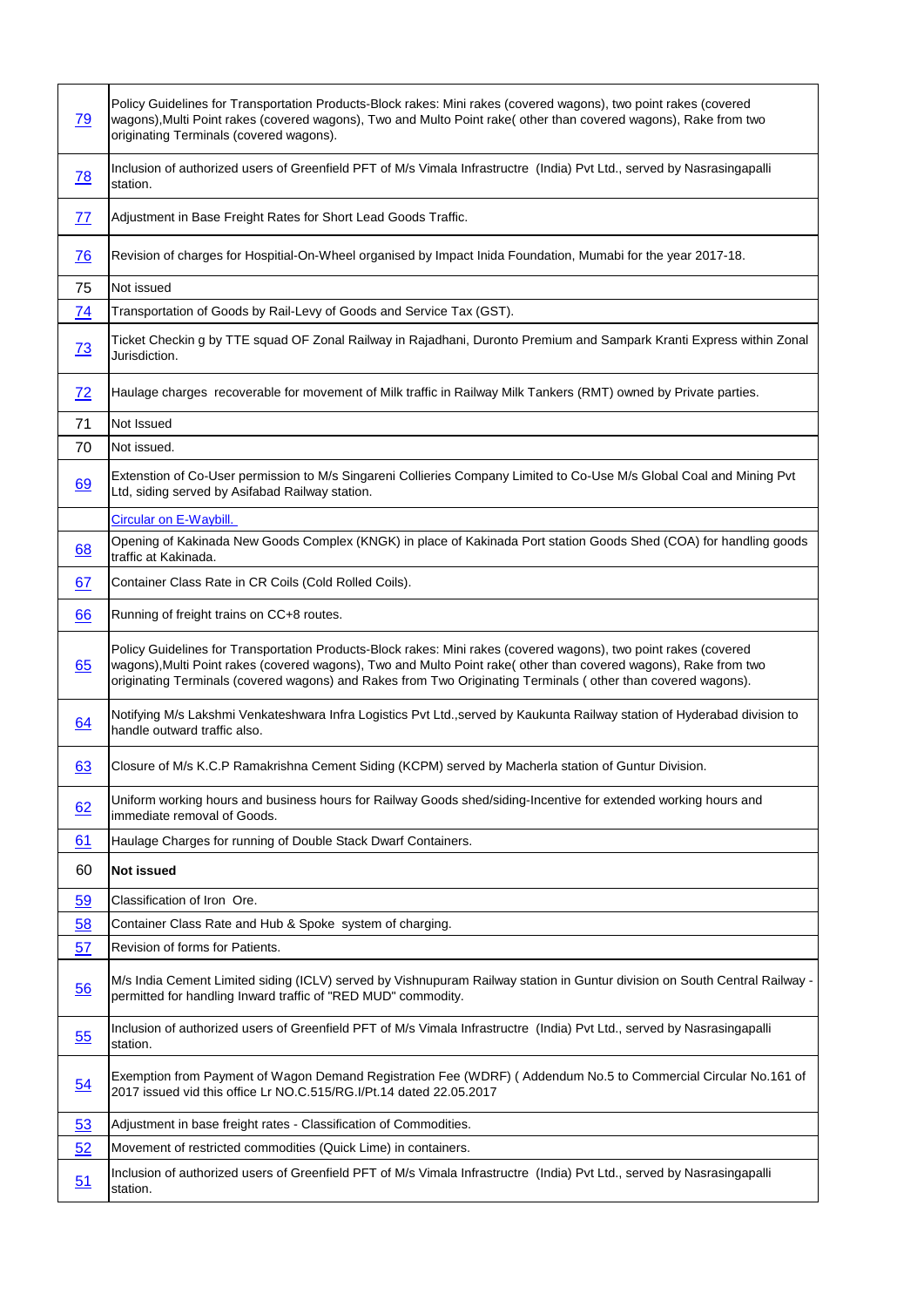| | |
|---|---|
| 79 | Policy Guidelines for Transportation Products-Block rakes: Mini rakes (covered wagons), two point rakes (covered wagons),Multi Point rakes (covered wagons), Two and Multo Point rake( other than covered wagons), Rake from two originating Terminals (covered wagons). |
| 78 | Inclusion of authorized users of Greenfield PFT of M/s Vimala Infrastructre (India) Pvt Ltd., served by Nasrasingapalli station. |
| 77 | Adjustment in Base Freight Rates for Short Lead Goods Traffic. |
| 76 | Revision of charges for Hospitial-On-Wheel organised by Impact Inida Foundation, Mumabi for the year 2017-18. |
| 75 | Not issued |
| 74 | Transportation of Goods by Rail-Levy of Goods and Service Tax (GST). |
| 73 | Ticket Checkin g by TTE squad OF Zonal Railway in Rajadhani, Duronto Premium and Sampark Kranti Express within Zonal Jurisdiction. |
| 72 | Haulage charges recoverable for movement of Milk traffic in Railway Milk Tankers (RMT) owned by Private parties. |
| 71 | Not Issued |
| 70 | Not issued. |
| 69 | Extenstion of Co-User permission to M/s Singareni Collieries Company Limited to Co-Use M/s Global Coal and Mining Pvt Ltd, siding served by Asifabad Railway station. |
| | Circular on E-Waybill. |
| 68 | Opening of Kakinada New Goods Complex (KNGK) in place of Kakinada Port station Goods Shed (COA) for handling goods traffic at Kakinada. |
| 67 | Container Class Rate in CR Coils (Cold Rolled Coils). |
| 66 | Running of freight trains on CC+8 routes. |
| 65 | Policy Guidelines for Transportation Products-Block rakes: Mini rakes (covered wagons), two point rakes (covered wagons),Multi Point rakes (covered wagons), Two and Multo Point rake( other than covered wagons), Rake from two originating Terminals (covered wagons) and Rakes from Two Originating Terminals ( other than covered wagons). |
| 64 | Notifying M/s Lakshmi Venkateshwara Infra Logistics Pvt Ltd.,served by Kaukunta Railway station of Hyderabad division to handle outward traffic also. |
| 63 | Closure of M/s K.C.P Ramakrishna Cement Siding (KCPM) served by Macherla station of Guntur Division. |
| 62 | Uniform working hours and business hours for Railway Goods shed/siding-Incentive for extended working hours and immediate removal of Goods. |
| 61 | Haulage Charges for running of Double Stack Dwarf Containers. |
| 60 | **Not issued** |
| 59 | Classification of Iron Ore. |
| 58 | Container Class Rate and Hub & Spoke system of charging. |
| 57 | Revision of forms for Patients. |
| 56 | M/s India Cement Limited siding (ICLV) served by Vishnupuram Railway station in Guntur division on South Central Railway - permitted for handling Inward traffic of "RED MUD" commodity. |
| 55 | Inclusion of authorized users of Greenfield PFT of M/s Vimala Infrastructre (India) Pvt Ltd., served by Nasrasingapalli station. |
| 54 | Exemption from Payment of Wagon Demand Registration Fee (WDRF) ( Addendum No.5 to Commercial Circular No.161 of 2017 issued vid this office Lr NO.C.515/RG.I/Pt.14 dated 22.05.2017 |
| 53 | Adjustment in base freight rates - Classification of Commodities. |
| 52 | Movement of restricted commodities (Quick Lime) in containers. |
| 51 | Inclusion of authorized users of Greenfield PFT of M/s Vimala Infrastructre (India) Pvt Ltd., served by Nasrasingapalli station. |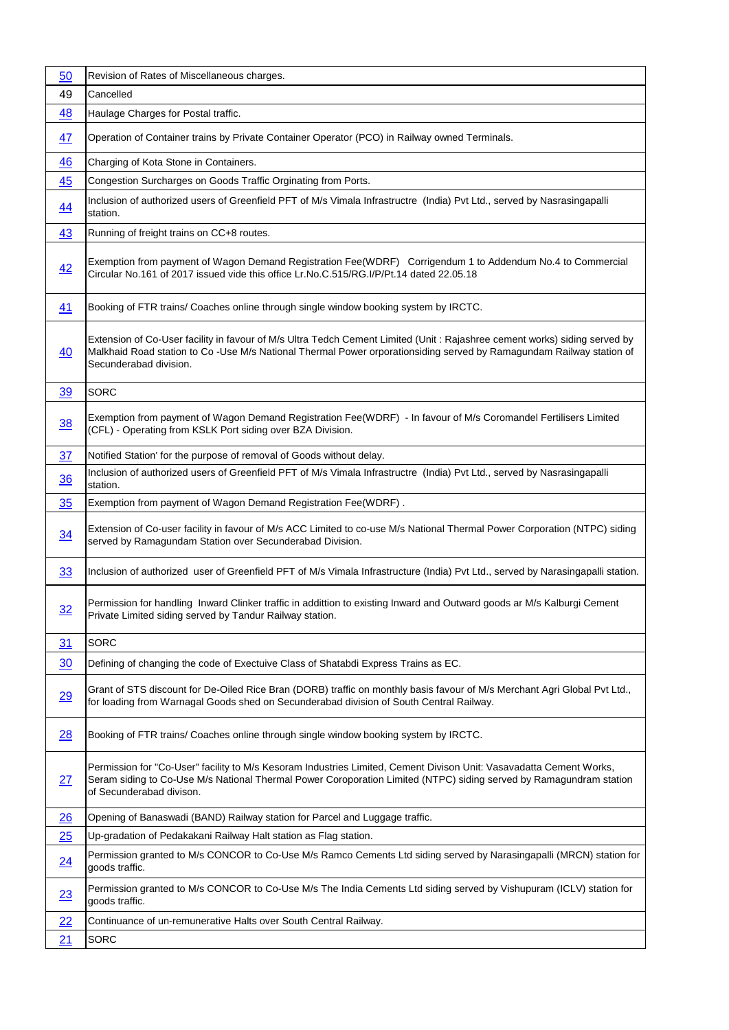| | |
|---|---|
| 50 | Revision of Rates of Miscellaneous charges. |
| 49 | Cancelled |
| 48 | Haulage Charges for Postal traffic. |
| 47 | Operation of Container trains by Private Container Operator (PCO) in Railway owned Terminals. |
| 46 | Charging of Kota Stone in Containers. |
| 45 | Congestion Surcharges on Goods Traffic Orginating from Ports. |
| 44 | Inclusion of authorized users of Greenfield PFT of M/s Vimala Infrastructre (India) Pvt Ltd., served by Nasrasingapalli station. |
| 43 | Running of freight trains on CC+8 routes. |
| 42 | Exemption from payment of Wagon Demand Registration Fee(WDRF) Corrigendum 1 to Addendum No.4 to Commercial Circular No.161 of 2017 issued vide this office Lr.No.C.515/RG.I/P/Pt.14 dated 22.05.18 |
| 41 | Booking of FTR trains/ Coaches online through single window booking system by IRCTC. |
| 40 | Extension of Co-User facility in favour of M/s Ultra Tedch Cement Limited (Unit : Rajashree cement works) siding served by Malkhaid Road station to Co -Use M/s National Thermal Power orporationsiding served by Ramagundam Railway station of Secunderabad division. |
| 39 | SORC |
| 38 | Exemption from payment of Wagon Demand Registration Fee(WDRF) - In favour of M/s Coromandel Fertilisers Limited (CFL) - Operating from KSLK Port siding over BZA Division. |
| 37 | Notified Station' for the purpose of removal of Goods without delay. |
| 36 | Inclusion of authorized users of Greenfield PFT of M/s Vimala Infrastructre (India) Pvt Ltd., served by Nasrasingapalli station. |
| 35 | Exemption from payment of Wagon Demand Registration Fee(WDRF) . |
| 34 | Extension of Co-user facility in favour of M/s ACC Limited to co-use M/s National Thermal Power Corporation (NTPC) siding served by Ramagundam Station over Secunderabad Division. |
| 33 | Inclusion of authorized user of Greenfield PFT of M/s Vimala Infrastructure (India) Pvt Ltd., served by Narasingapalli station. |
| 32 | Permission for handling Inward Clinker traffic in addittion to existing Inward and Outward goods ar M/s Kalburgi Cement Private Limited siding served by Tandur Railway station. |
| 31 | SORC |
| 30 | Defining of changing the code of Exectuive Class of Shatabdi Express Trains as EC. |
| 29 | Grant of STS discount for De-Oiled Rice Bran (DORB) traffic on monthly basis favour of M/s Merchant Agri Global Pvt Ltd., for loading from Warnagal Goods shed on Secunderabad division of South Central Railway. |
| 28 | Booking of FTR trains/ Coaches online through single window booking system by IRCTC. |
| 27 | Permission for "Co-User" facility to M/s Kesoram Industries Limited, Cement Divison Unit: Vasavadatta Cement Works, Seram siding to Co-Use M/s National Thermal Power Coroporation Limited (NTPC) siding served by Ramagundram station of Secunderabad divison. |
| 26 | Opening of Banaswadi (BAND) Railway station for Parcel and Luggage traffic. |
| 25 | Up-gradation of Pedakakani Railway Halt station as Flag station. |
| 24 | Permission granted to M/s CONCOR to Co-Use M/s Ramco Cements Ltd siding served by Narasingapalli (MRCN) station for goods traffic. |
| 23 | Permission granted to M/s CONCOR to Co-Use M/s The India Cements Ltd siding served by Vishupuram (ICLV) station for goods traffic. |
| 22 | Continuance of un-remunerative Halts over South Central Railway. |
| 21 | SORC |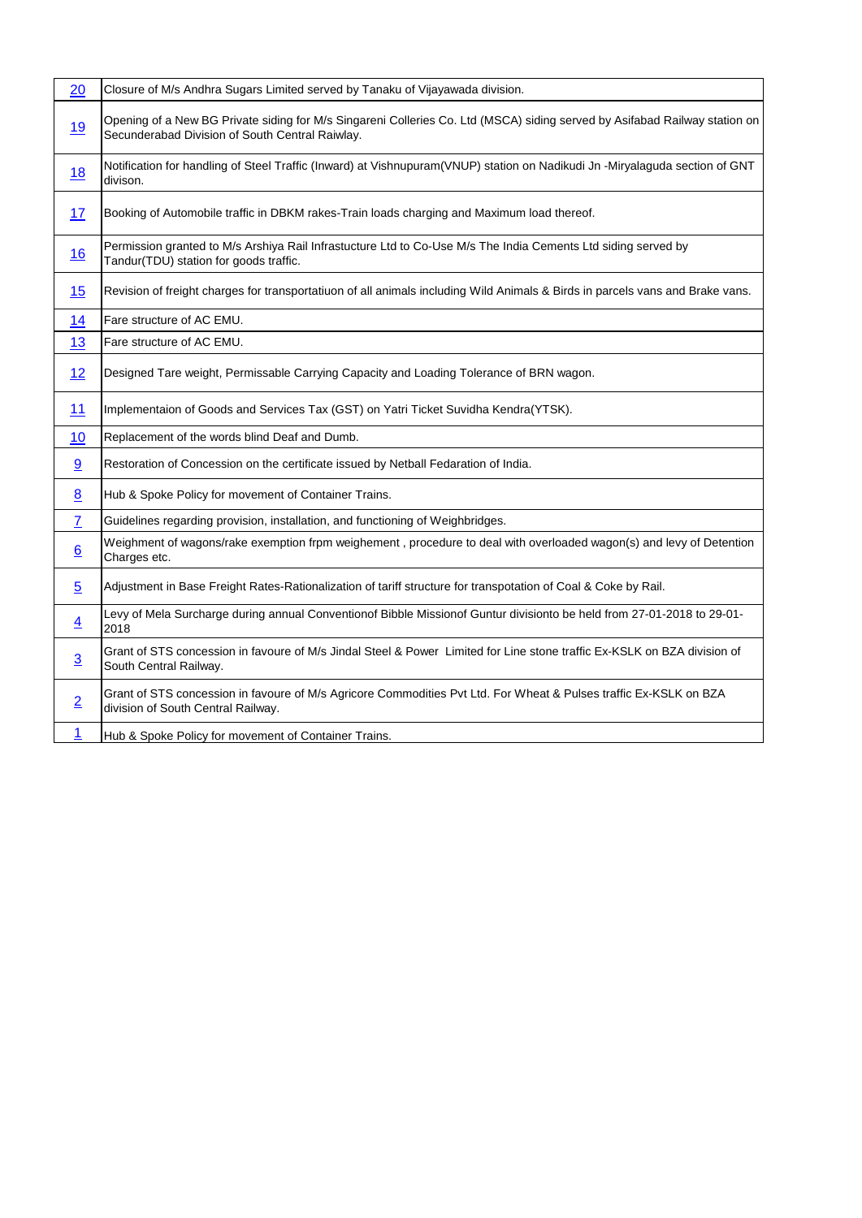| | |
|---|---|
| 20 | Closure of M/s Andhra Sugars Limited served by Tanaku of Vijayawada division. |
| 19 | Opening of a New BG Private siding for M/s Singareni Colleries Co. Ltd (MSCA) siding served by Asifabad Railway station on Secunderabad Division of South Central Raiwlay. |
| 18 | Notification for handling of Steel Traffic (Inward) at Vishnupuram(VNUP) station on Nadikudi Jn -Miryalaguda section of GNT divison. |
| 17 | Booking of Automobile traffic in DBKM rakes-Train loads charging and Maximum load thereof. |
| 16 | Permission granted to M/s Arshiya Rail Infrastucture Ltd to Co-Use M/s The India Cements Ltd siding served by Tandur(TDU) station for goods traffic. |
| 15 | Revision of freight charges for transportatiuon of all animals including Wild Animals & Birds in parcels vans and Brake vans. |
| 14 | Fare structure of AC EMU. |
| 13 | Fare structure of AC EMU. |
| 12 | Designed Tare weight, Permissable Carrying Capacity and Loading Tolerance of BRN wagon. |
| 11 | Implementaion of Goods and Services Tax (GST) on Yatri Ticket Suvidha Kendra(YTSK). |
| 10 | Replacement of the words blind Deaf and Dumb. |
| 9 | Restoration of Concession on the certificate issued by Netball Fedaration of India. |
| 8 | Hub & Spoke Policy for movement of Container Trains. |
| 7 | Guidelines regarding provision, installation, and functioning of Weighbridges. |
| 6 | Weighment of wagons/rake exemption frpm weighement , procedure to deal with overloaded wagon(s) and levy of Detention Charges etc. |
| 5 | Adjustment in Base Freight Rates-Rationalization of tariff structure for transpotation of Coal & Coke by Rail. |
| 4 | Levy of Mela Surcharge during annual Conventionof Bibble Missionof Guntur divisionto be held from 27-01-2018 to 29-01-2018 |
| 3 | Grant of STS concession in favoure of M/s Jindal Steel & Power Limited for Line stone traffic Ex-KSLK on BZA division of South Central Railway. |
| 2 | Grant of STS concession in favoure of M/s Agricore Commodities Pvt Ltd. For Wheat & Pulses traffic Ex-KSLK on BZA division of South Central Railway. |
| 1 | Hub & Spoke Policy for movement of Container Trains. |